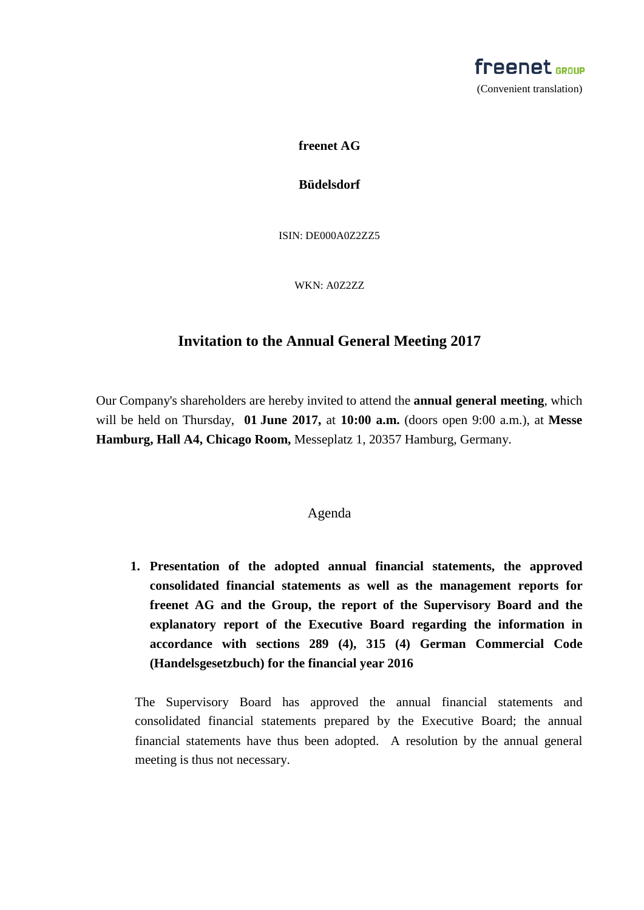freenet GROUP

(Convenient translation)

**freenet AG**

**Büdelsdorf**

ISIN: DE000A0Z2ZZ5

WKN: A0Z2ZZ

# Invitation to the Annual General Meeting 2017

Our Company's shareholders are hereby invited to attend the **annual general meeting**, which will be held on Thursday, **01 June 2017,** at **10:00 a.m.** (doors open 9:00 a.m.), at **Messe Hamburg, Hall A4, Chicago Room,** Messeplatz 1, 20357 Hamburg, Germany.

## Agenda

1. **Presentation of the adopted annual financial statements, the approved consolidated financial statements as well as the management reports for freenet AG and the Group, the report of the Supervisory Board and the explanatory report of the Executive Board regarding the information in accordance with sections 289 (4), 315 (4) German Commercial Code (Handelsgesetzbuch) for the financial year 2016**

The Supervisory Board has approved the annual financial statements and consolidated financial statements prepared by the Executive Board; the annual financial statements have thus been adopted. A resolution by the annual general meeting is thus not necessary.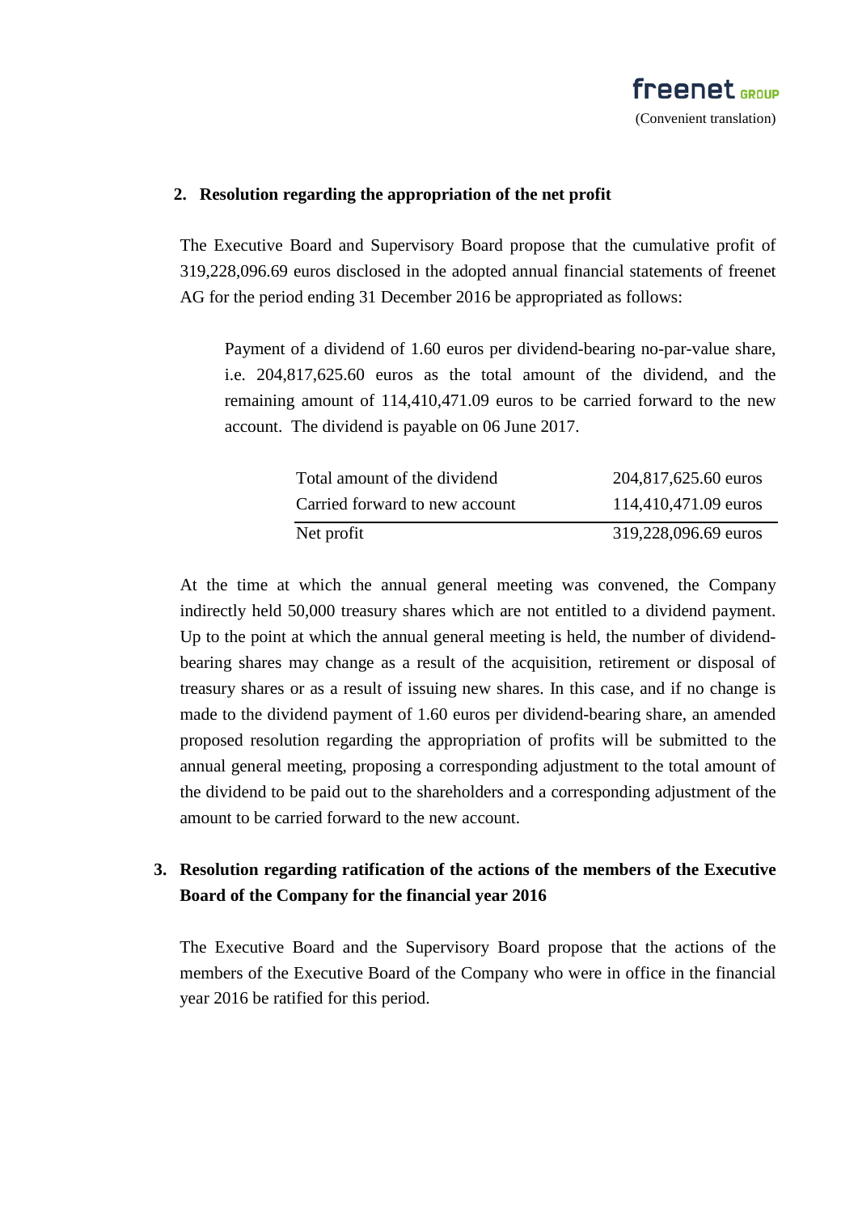## 2. Resolution regarding the appropriation of the net profit

The Executive Board and Supervisory Board propose that the cumulative profit of 319,228,096.69 euros disclosed in the adopted annual financial statements of freenet AG for the period ending 31 December 2016 be appropriated as follows:

> Payment of a dividend of 1.60 euros per dividend-bearing no-par-value share, i.e. 204,817,625.60 euros as the total amount of the dividend, and the remaining amount of 114,410,471.09 euros to be carried forward to the new account. The dividend is payable on 06 June 2017.

| | |
|---|---|
| Total amount of the dividend | 204,817,625.60 euros |
| Carried forward to new account | 114,410,471.09 euros |
| Net profit | 319,228,096.69 euros |

At the time at which the annual general meeting was convened, the Company indirectly held 50,000 treasury shares which are not entitled to a dividend payment. Up to the point at which the annual general meeting is held, the number of dividend-bearing shares may change as a result of the acquisition, retirement or disposal of treasury shares or as a result of issuing new shares. In this case, and if no change is made to the dividend payment of 1.60 euros per dividend-bearing share, an amended proposed resolution regarding the appropriation of profits will be submitted to the annual general meeting, proposing a corresponding adjustment to the total amount of the dividend to be paid out to the shareholders and a corresponding adjustment of the amount to be carried forward to the new account.

## 3. Resolution regarding ratification of the actions of the members of the Executive Board of the Company for the financial year 2016

The Executive Board and the Supervisory Board propose that the actions of the members of the Executive Board of the Company who were in office in the financial year 2016 be ratified for this period.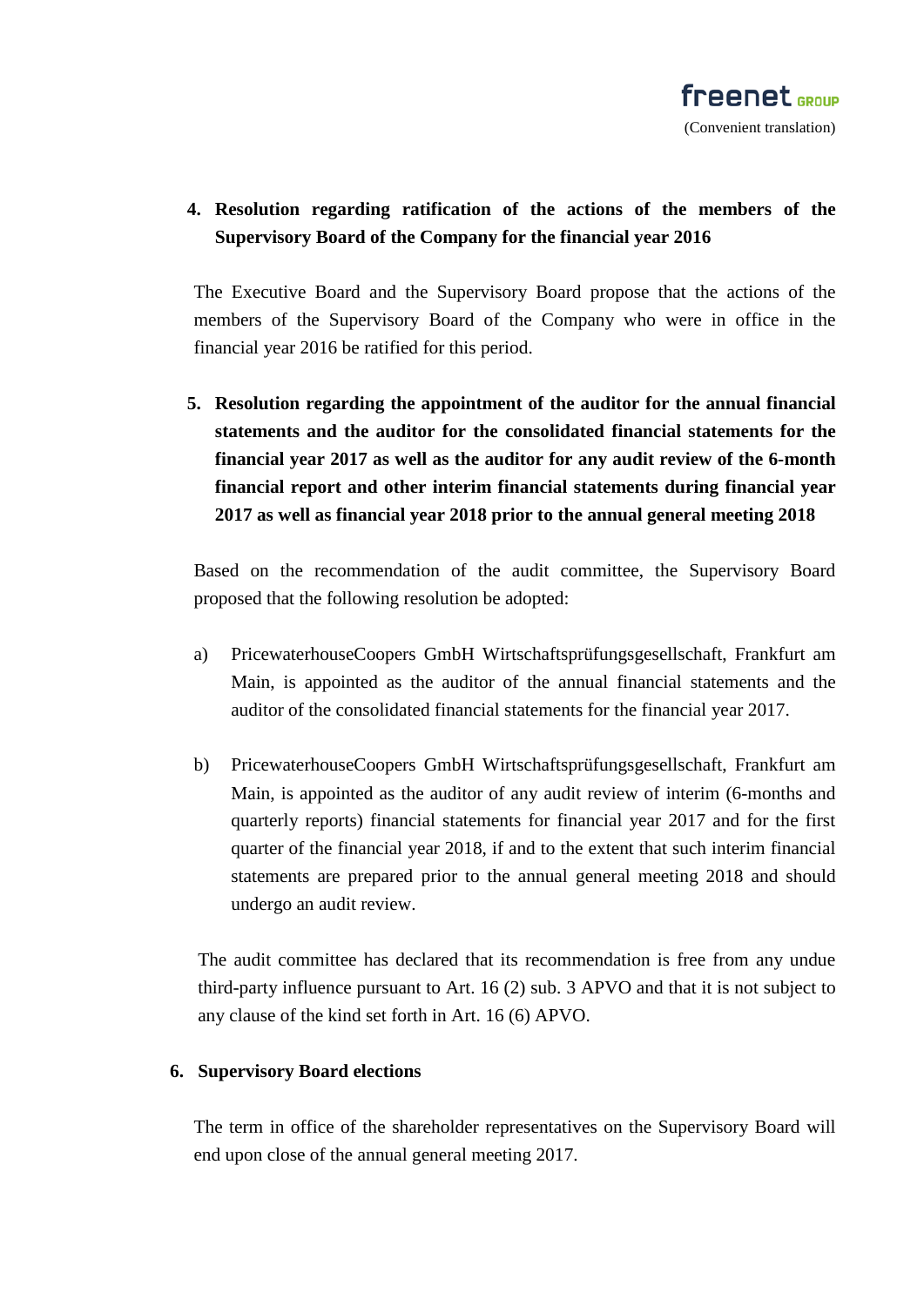4. **Resolution regarding ratification of the actions of the members of the Supervisory Board of the Company for the financial year 2016**

The Executive Board and the Supervisory Board propose that the actions of the members of the Supervisory Board of the Company who were in office in the financial year 2016 be ratified for this period.

5. **Resolution regarding the appointment of the auditor for the annual financial statements and the auditor for the consolidated financial statements for the financial year 2017 as well as the auditor for any audit review of the 6-month financial report and other interim financial statements during financial year 2017 as well as financial year 2018 prior to the annual general meeting 2018**

Based on the recommendation of the audit committee, the Supervisory Board proposed that the following resolution be adopted:

a) PricewaterhouseCoopers GmbH Wirtschaftsprüfungsgesellschaft, Frankfurt am Main, is appointed as the auditor of the annual financial statements and the auditor of the consolidated financial statements for the financial year 2017.

b) PricewaterhouseCoopers GmbH Wirtschaftsprüfungsgesellschaft, Frankfurt am Main, is appointed as the auditor of any audit review of interim (6-months and quarterly reports) financial statements for financial year 2017 and for the first quarter of the financial year 2018, if and to the extent that such interim financial statements are prepared prior to the annual general meeting 2018 and should undergo an audit review.

The audit committee has declared that its recommendation is free from any undue third-party influence pursuant to Art. 16 (2) sub. 3 APVO and that it is not subject to any clause of the kind set forth in Art. 16 (6) APVO.

6. **Supervisory Board elections**

The term in office of the shareholder representatives on the Supervisory Board will end upon close of the annual general meeting 2017.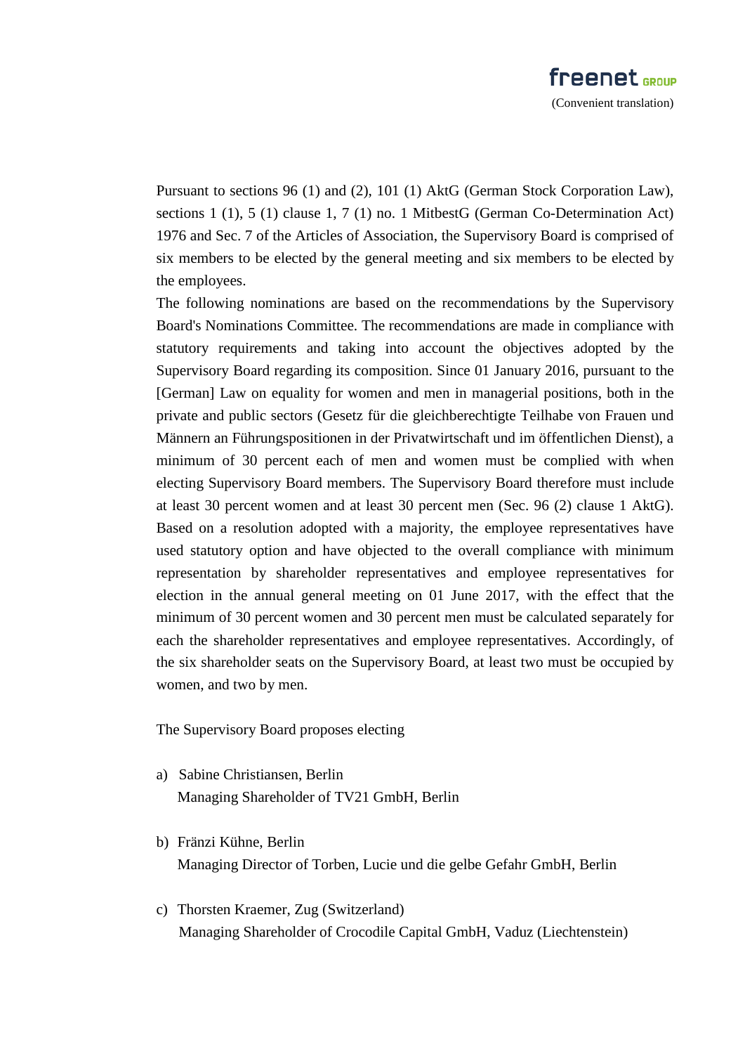Pursuant to sections 96 (1) and (2), 101 (1) AktG (German Stock Corporation Law), sections 1 (1), 5 (1) clause 1, 7 (1) no. 1 MitbestG (German Co-Determination Act) 1976 and Sec. 7 of the Articles of Association, the Supervisory Board is comprised of six members to be elected by the general meeting and six members to be elected by the employees.

The following nominations are based on the recommendations by the Supervisory Board's Nominations Committee. The recommendations are made in compliance with statutory requirements and taking into account the objectives adopted by the Supervisory Board regarding its composition. Since 01 January 2016, pursuant to the [German] Law on equality for women and men in managerial positions, both in the private and public sectors (Gesetz für die gleichberechtigte Teilhabe von Frauen und Männern an Führungspositionen in der Privatwirtschaft und im öffentlichen Dienst), a minimum of 30 percent each of men and women must be complied with when electing Supervisory Board members. The Supervisory Board therefore must include at least 30 percent women and at least 30 percent men (Sec. 96 (2) clause 1 AktG). Based on a resolution adopted with a majority, the employee representatives have used statutory option and have objected to the overall compliance with minimum representation by shareholder representatives and employee representatives for election in the annual general meeting on 01 June 2017, with the effect that the minimum of 30 percent women and 30 percent men must be calculated separately for each the shareholder representatives and employee representatives. Accordingly, of the six shareholder seats on the Supervisory Board, at least two must be occupied by women, and two by men.

The Supervisory Board proposes electing

a) Sabine Christiansen, Berlin
   Managing Shareholder of TV21 GmbH, Berlin

b) Fränzi Kühne, Berlin
   Managing Director of Torben, Lucie und die gelbe Gefahr GmbH, Berlin

c) Thorsten Kraemer, Zug (Switzerland)
   Managing Shareholder of Crocodile Capital GmbH, Vaduz (Liechtenstein)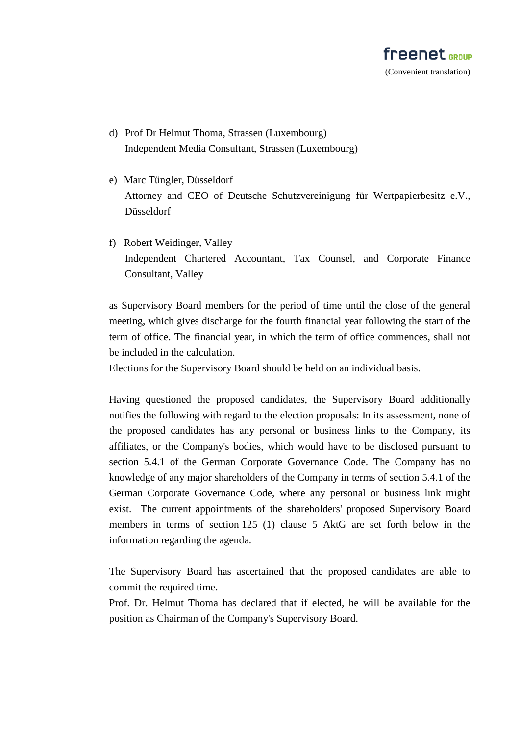d) Prof Dr Helmut Thoma, Strassen (Luxembourg)
   Independent Media Consultant, Strassen (Luxembourg)

e) Marc Tüngler, Düsseldorf
   Attorney and CEO of Deutsche Schutzvereinigung für Wertpapierbesitz e.V., Düsseldorf

f) Robert Weidinger, Valley
   Independent Chartered Accountant, Tax Counsel, and Corporate Finance Consultant, Valley

as Supervisory Board members for the period of time until the close of the general meeting, which gives discharge for the fourth financial year following the start of the term of office. The financial year, in which the term of office commences, shall not be included in the calculation.
Elections for the Supervisory Board should be held on an individual basis.

Having questioned the proposed candidates, the Supervisory Board additionally notifies the following with regard to the election proposals: In its assessment, none of the proposed candidates has any personal or business links to the Company, its affiliates, or the Company's bodies, which would have to be disclosed pursuant to section 5.4.1 of the German Corporate Governance Code. The Company has no knowledge of any major shareholders of the Company in terms of section 5.4.1 of the German Corporate Governance Code, where any personal or business link might exist. The current appointments of the shareholders' proposed Supervisory Board members in terms of section 125 (1) clause 5 AktG are set forth below in the information regarding the agenda.

The Supervisory Board has ascertained that the proposed candidates are able to commit the required time.
Prof. Dr. Helmut Thoma has declared that if elected, he will be available for the position as Chairman of the Company's Supervisory Board.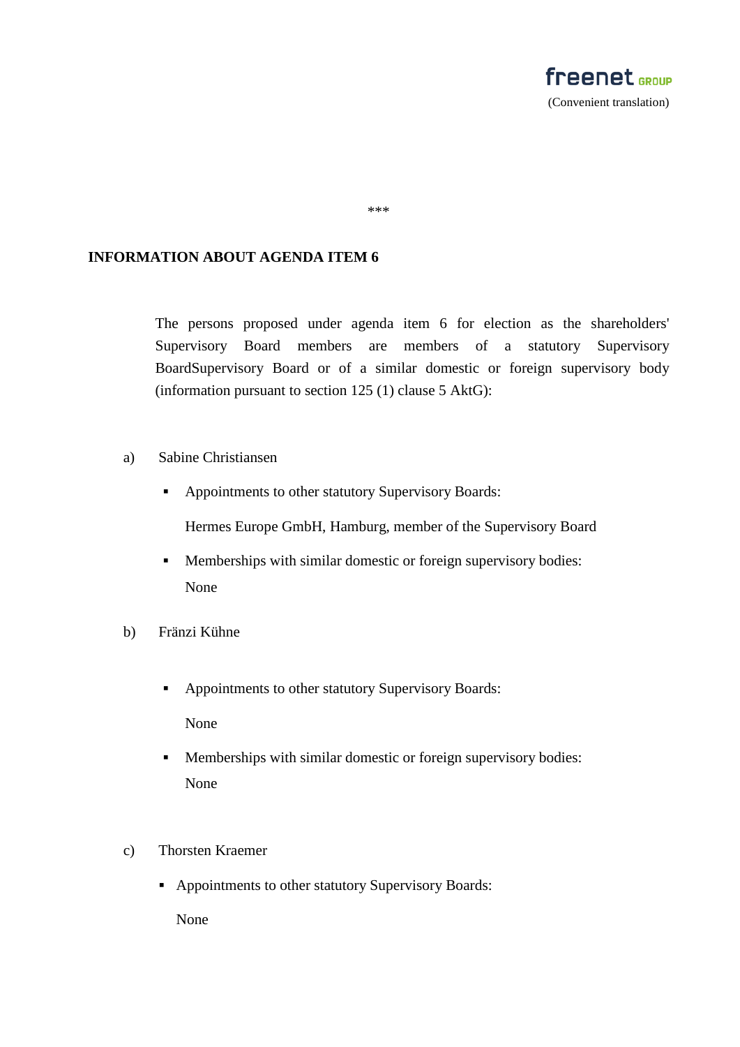***

**INFORMATION ABOUT AGENDA ITEM 6**

The persons proposed under agenda item 6 for election as the shareholders' Supervisory Board members are members of a statutory Supervisory BoardSupervisory Board or of a similar domestic or foreign supervisory body (information pursuant to section 125 (1) clause 5 AktG):

a) Sabine Christiansen

- Appointments to other statutory Supervisory Boards:

  Hermes Europe GmbH, Hamburg, member of the Supervisory Board

- Memberships with similar domestic or foreign supervisory bodies:

  None

b) Fränzi Kühne

- Appointments to other statutory Supervisory Boards:

  None

- Memberships with similar domestic or foreign supervisory bodies:

  None

c) Thorsten Kraemer

- Appointments to other statutory Supervisory Boards:

  None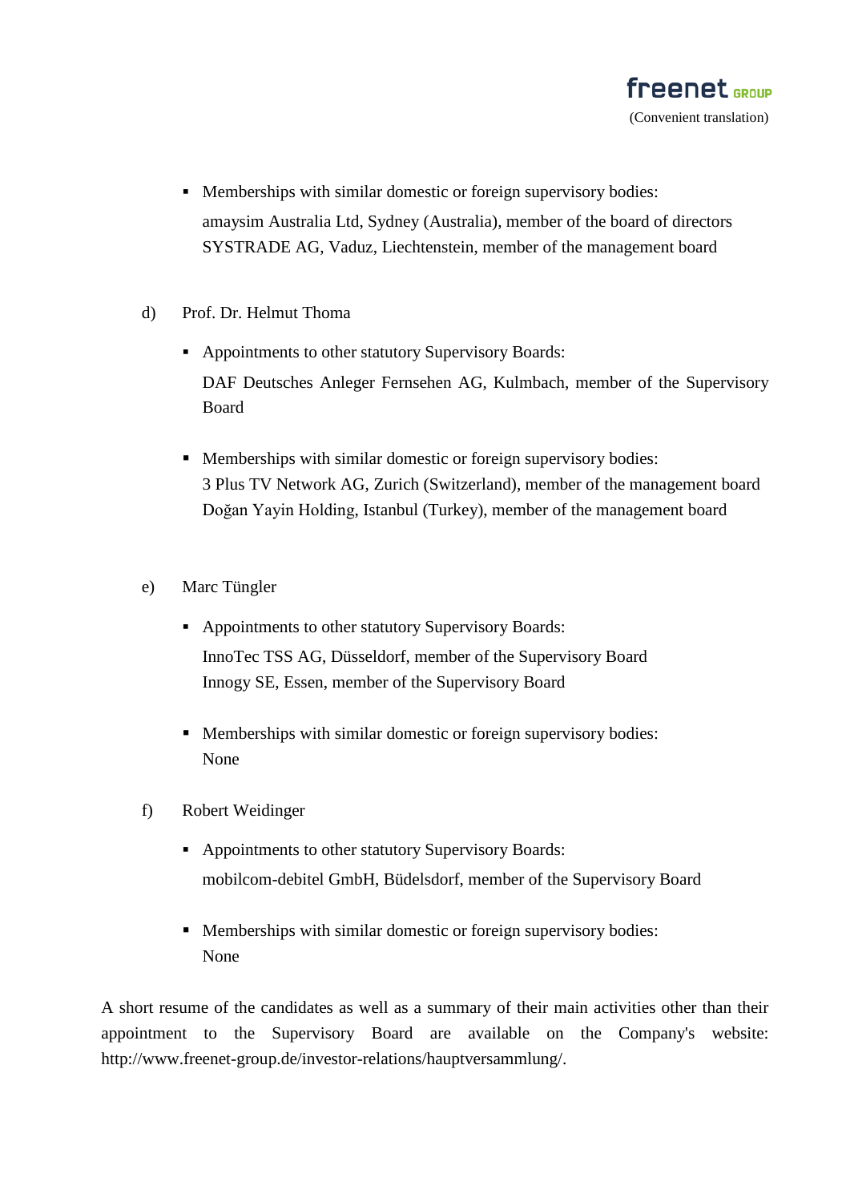- Memberships with similar domestic or foreign supervisory bodies:
  amaysim Australia Ltd, Sydney (Australia), member of the board of directors
  SYSTRADE AG, Vaduz, Liechtenstein, member of the management board

d) Prof. Dr. Helmut Thoma

- Appointments to other statutory Supervisory Boards:
  DAF Deutsches Anleger Fernsehen AG, Kulmbach, member of the Supervisory Board

- Memberships with similar domestic or foreign supervisory bodies:
  3 Plus TV Network AG, Zurich (Switzerland), member of the management board
  Doğan Yayin Holding, Istanbul (Turkey), member of the management board

e) Marc Tüngler

- Appointments to other statutory Supervisory Boards:
  InnoTec TSS AG, Düsseldorf, member of the Supervisory Board
  Innogy SE, Essen, member of the Supervisory Board

- Memberships with similar domestic or foreign supervisory bodies:
  None

f) Robert Weidinger

- Appointments to other statutory Supervisory Boards:
  mobilcom-debitel GmbH, Büdelsdorf, member of the Supervisory Board

- Memberships with similar domestic or foreign supervisory bodies:
  None

A short resume of the candidates as well as a summary of their main activities other than their appointment to the Supervisory Board are available on the Company's website: http://www.freenet-group.de/investor-relations/hauptversammlung/.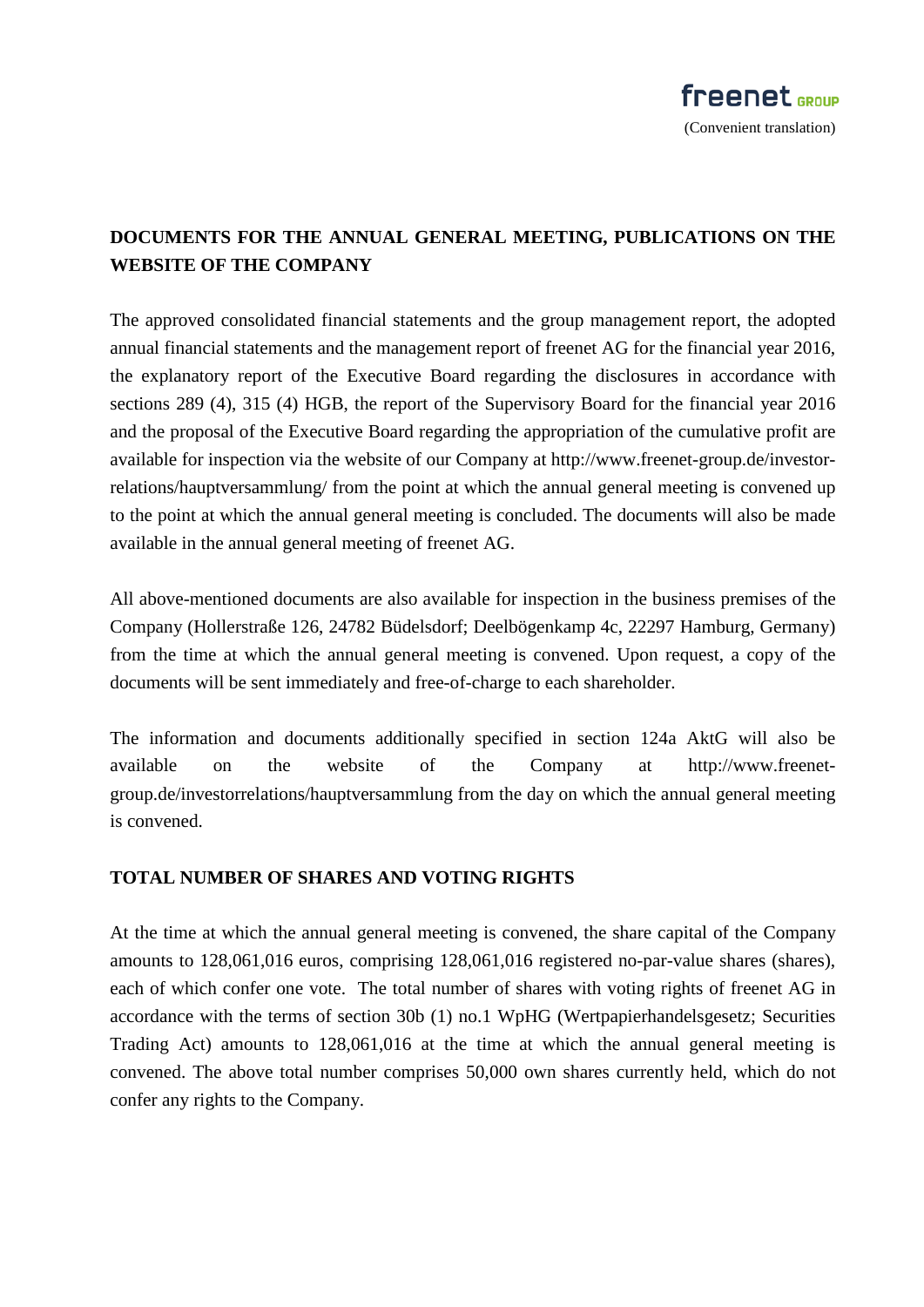## DOCUMENTS FOR THE ANNUAL GENERAL MEETING, PUBLICATIONS ON THE WEBSITE OF THE COMPANY

The approved consolidated financial statements and the group management report, the adopted annual financial statements and the management report of freenet AG for the financial year 2016, the explanatory report of the Executive Board regarding the disclosures in accordance with sections 289 (4), 315 (4) HGB, the report of the Supervisory Board for the financial year 2016 and the proposal of the Executive Board regarding the appropriation of the cumulative profit are available for inspection via the website of our Company at http://www.freenet-group.de/investor-relations/hauptversammlung/ from the point at which the annual general meeting is convened up to the point at which the annual general meeting is concluded. The documents will also be made available in the annual general meeting of freenet AG.

All above-mentioned documents are also available for inspection in the business premises of the Company (Hollerstraße 126, 24782 Büdelsdorf; Deelbögenkamp 4c, 22297 Hamburg, Germany) from the time at which the annual general meeting is convened. Upon request, a copy of the documents will be sent immediately and free-of-charge to each shareholder.

The information and documents additionally specified in section 124a AktG will also be available on the website of the Company at http://www.freenet-group.de/investorrelations/hauptversammlung from the day on which the annual general meeting is convened.

## TOTAL NUMBER OF SHARES AND VOTING RIGHTS

At the time at which the annual general meeting is convened, the share capital of the Company amounts to 128,061,016 euros, comprising 128,061,016 registered no-par-value shares (shares), each of which confer one vote. The total number of shares with voting rights of freenet AG in accordance with the terms of section 30b (1) no.1 WpHG (Wertpapierhandelsgesetz; Securities Trading Act) amounts to 128,061,016 at the time at which the annual general meeting is convened. The above total number comprises 50,000 own shares currently held, which do not confer any rights to the Company.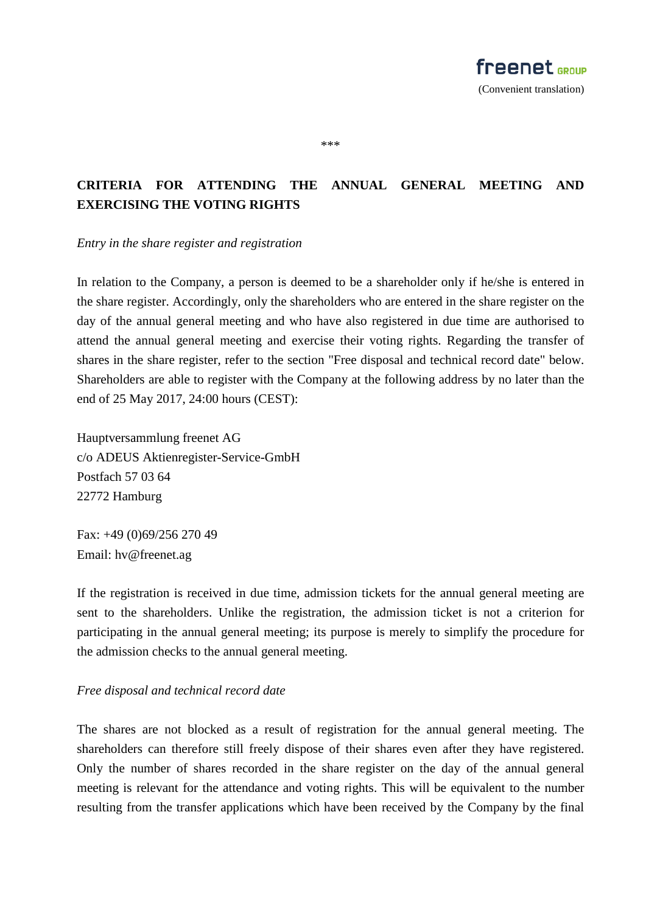(Convenient translation)

\*\*\*

## CRITERIA FOR ATTENDING THE ANNUAL GENERAL MEETING AND EXERCISING THE VOTING RIGHTS

*Entry in the share register and registration*

In relation to the Company, a person is deemed to be a shareholder only if he/she is entered in the share register. Accordingly, only the shareholders who are entered in the share register on the day of the annual general meeting and who have also registered in due time are authorised to attend the annual general meeting and exercise their voting rights. Regarding the transfer of shares in the share register, refer to the section "Free disposal and technical record date" below. Shareholders are able to register with the Company at the following address by no later than the end of 25 May 2017, 24:00 hours (CEST):

Hauptversammlung freenet AG
c/o ADEUS Aktienregister-Service-GmbH
Postfach 57 03 64
22772 Hamburg

Fax: +49 (0)69/256 270 49
Email: hv@freenet.ag

If the registration is received in due time, admission tickets for the annual general meeting are sent to the shareholders. Unlike the registration, the admission ticket is not a criterion for participating in the annual general meeting; its purpose is merely to simplify the procedure for the admission checks to the annual general meeting.

*Free disposal and technical record date*

The shares are not blocked as a result of registration for the annual general meeting. The shareholders can therefore still freely dispose of their shares even after they have registered. Only the number of shares recorded in the share register on the day of the annual general meeting is relevant for the attendance and voting rights. This will be equivalent to the number resulting from the transfer applications which have been received by the Company by the final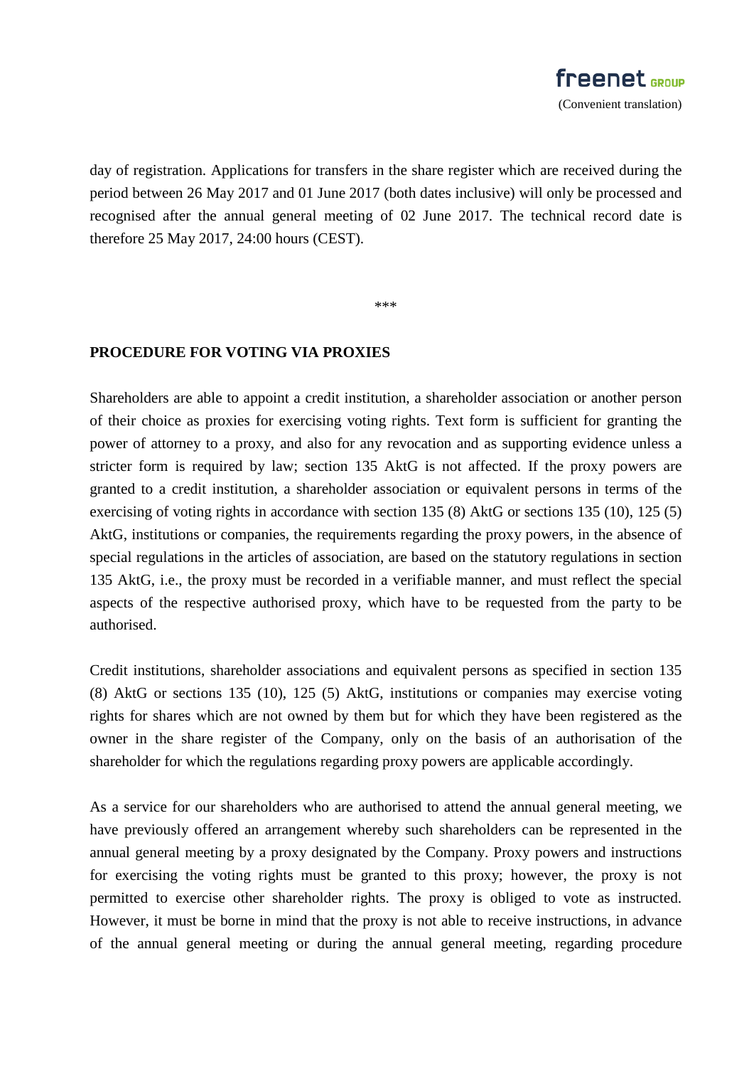day of registration. Applications for transfers in the share register which are received during the period between 26 May 2017 and 01 June 2017 (both dates inclusive) will only be processed and recognised after the annual general meeting of 02 June 2017. The technical record date is therefore 25 May 2017, 24:00 hours (CEST).

***

**PROCEDURE FOR VOTING VIA PROXIES**

Shareholders are able to appoint a credit institution, a shareholder association or another person of their choice as proxies for exercising voting rights. Text form is sufficient for granting the power of attorney to a proxy, and also for any revocation and as supporting evidence unless a stricter form is required by law; section 135 AktG is not affected. If the proxy powers are granted to a credit institution, a shareholder association or equivalent persons in terms of the exercising of voting rights in accordance with section 135 (8) AktG or sections 135 (10), 125 (5) AktG, institutions or companies, the requirements regarding the proxy powers, in the absence of special regulations in the articles of association, are based on the statutory regulations in section 135 AktG, i.e., the proxy must be recorded in a verifiable manner, and must reflect the special aspects of the respective authorised proxy, which have to be requested from the party to be authorised.

Credit institutions, shareholder associations and equivalent persons as specified in section 135 (8) AktG or sections 135 (10), 125 (5) AktG, institutions or companies may exercise voting rights for shares which are not owned by them but for which they have been registered as the owner in the share register of the Company, only on the basis of an authorisation of the shareholder for which the regulations regarding proxy powers are applicable accordingly.

As a service for our shareholders who are authorised to attend the annual general meeting, we have previously offered an arrangement whereby such shareholders can be represented in the annual general meeting by a proxy designated by the Company. Proxy powers and instructions for exercising the voting rights must be granted to this proxy; however, the proxy is not permitted to exercise other shareholder rights. The proxy is obliged to vote as instructed. However, it must be borne in mind that the proxy is not able to receive instructions, in advance of the annual general meeting or during the annual general meeting, regarding procedure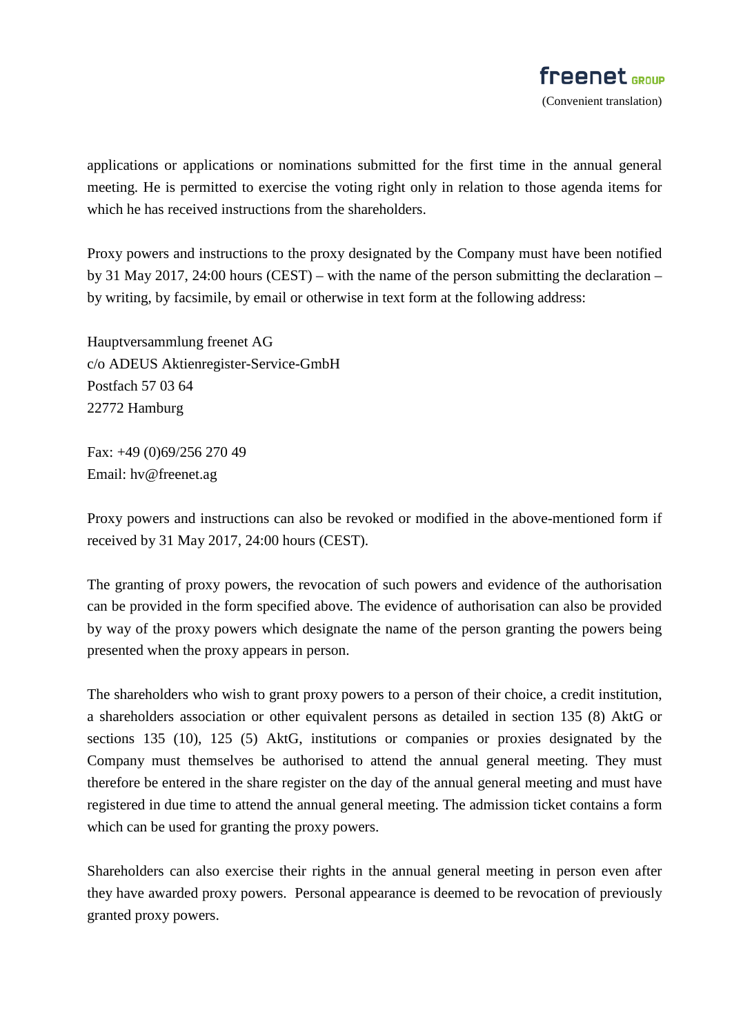applications or applications or nominations submitted for the first time in the annual general meeting. He is permitted to exercise the voting right only in relation to those agenda items for which he has received instructions from the shareholders.

Proxy powers and instructions to the proxy designated by the Company must have been notified by 31 May 2017, 24:00 hours (CEST) – with the name of the person submitting the declaration – by writing, by facsimile, by email or otherwise in text form at the following address:

Hauptversammlung freenet AG  
c/o ADEUS Aktienregister-Service-GmbH  
Postfach 57 03 64  
22772 Hamburg

Fax: +49 (0)69/256 270 49  
Email: hv@freenet.ag

Proxy powers and instructions can also be revoked or modified in the above-mentioned form if received by 31 May 2017, 24:00 hours (CEST).

The granting of proxy powers, the revocation of such powers and evidence of the authorisation can be provided in the form specified above. The evidence of authorisation can also be provided by way of the proxy powers which designate the name of the person granting the powers being presented when the proxy appears in person.

The shareholders who wish to grant proxy powers to a person of their choice, a credit institution, a shareholders association or other equivalent persons as detailed in section 135 (8) AktG or sections 135 (10), 125 (5) AktG, institutions or companies or proxies designated by the Company must themselves be authorised to attend the annual general meeting. They must therefore be entered in the share register on the day of the annual general meeting and must have registered in due time to attend the annual general meeting. The admission ticket contains a form which can be used for granting the proxy powers.

Shareholders can also exercise their rights in the annual general meeting in person even after they have awarded proxy powers. Personal appearance is deemed to be revocation of previously granted proxy powers.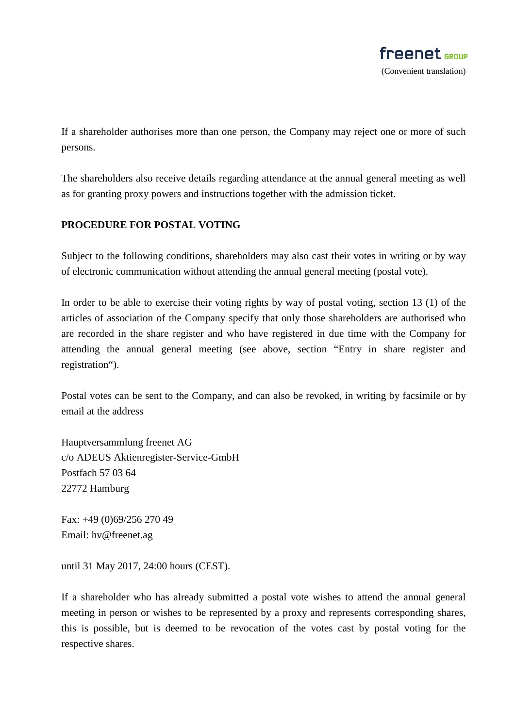If a shareholder authorises more than one person, the Company may reject one or more of such persons.

The shareholders also receive details regarding attendance at the annual general meeting as well as for granting proxy powers and instructions together with the admission ticket.

**PROCEDURE FOR POSTAL VOTING**

Subject to the following conditions, shareholders may also cast their votes in writing or by way of electronic communication without attending the annual general meeting (postal vote).

In order to be able to exercise their voting rights by way of postal voting, section 13 (1) of the articles of association of the Company specify that only those shareholders are authorised who are recorded in the share register and who have registered in due time with the Company for attending the annual general meeting (see above, section “Entry in share register and registration“).

Postal votes can be sent to the Company, and can also be revoked, in writing by facsimile or by email at the address

Hauptversammlung freenet AG
c/o ADEUS Aktienregister-Service-GmbH
Postfach 57 03 64
22772 Hamburg

Fax: +49 (0)69/256 270 49
Email: hv@freenet.ag

until 31 May 2017, 24:00 hours (CEST).

If a shareholder who has already submitted a postal vote wishes to attend the annual general meeting in person or wishes to be represented by a proxy and represents corresponding shares, this is possible, but is deemed to be revocation of the votes cast by postal voting for the respective shares.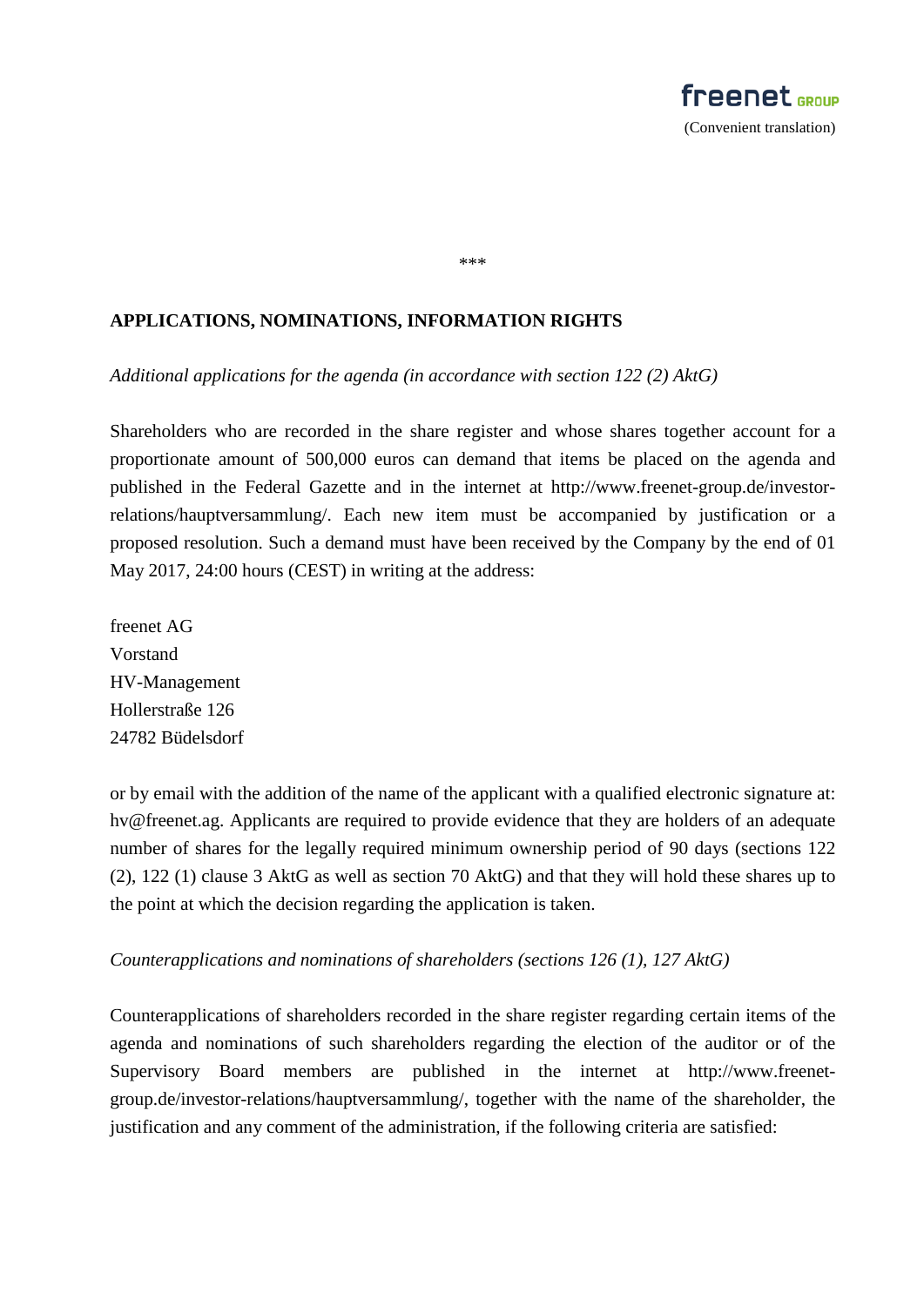freenet GROUP

(Convenient translation)

\*\*\*

**APPLICATIONS, NOMINATIONS, INFORMATION RIGHTS**

*Additional applications for the agenda (in accordance with section 122 (2) AktG)*

Shareholders who are recorded in the share register and whose shares together account for a proportionate amount of 500,000 euros can demand that items be placed on the agenda and published in the Federal Gazette and in the internet at http://www.freenet-group.de/investor-relations/hauptversammlung/. Each new item must be accompanied by justification or a proposed resolution. Such a demand must have been received by the Company by the end of 01 May 2017, 24:00 hours (CEST) in writing at the address:

freenet AG  
Vorstand  
HV-Management  
Hollerstraße 126  
24782 Büdelsdorf

or by email with the addition of the name of the applicant with a qualified electronic signature at: hv@freenet.ag. Applicants are required to provide evidence that they are holders of an adequate number of shares for the legally required minimum ownership period of 90 days (sections 122 (2), 122 (1) clause 3 AktG as well as section 70 AktG) and that they will hold these shares up to the point at which the decision regarding the application is taken.

*Counterapplications and nominations of shareholders (sections 126 (1), 127 AktG)*

Counterapplications of shareholders recorded in the share register regarding certain items of the agenda and nominations of such shareholders regarding the election of the auditor or of the Supervisory Board members are published in the internet at http://www.freenet-group.de/investor-relations/hauptversammlung/, together with the name of the shareholder, the justification and any comment of the administration, if the following criteria are satisfied: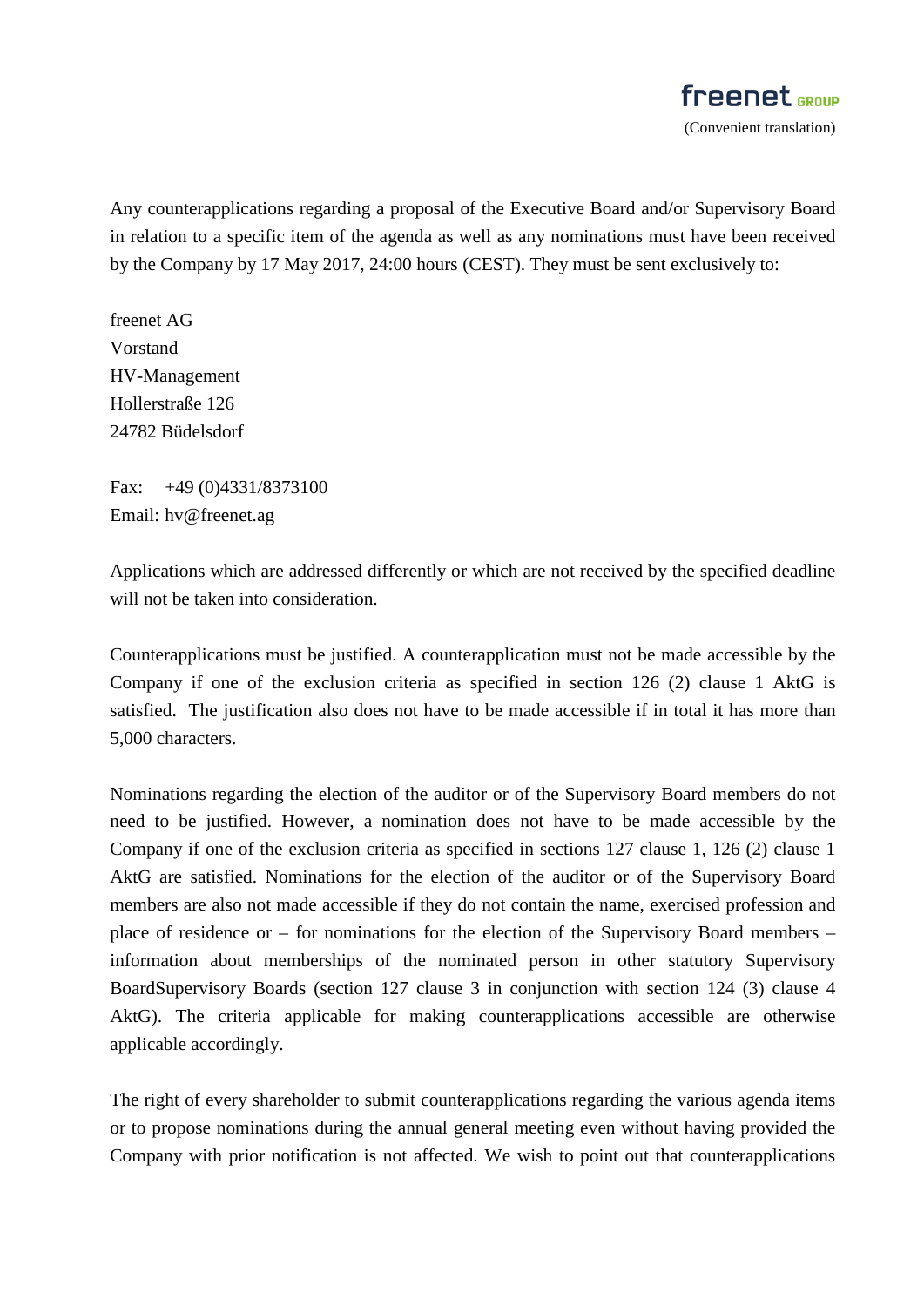Any counterapplications regarding a proposal of the Executive Board and/or Supervisory Board in relation to a specific item of the agenda as well as any nominations must have been received by the Company by 17 May 2017, 24:00 hours (CEST). They must be sent exclusively to:

freenet AG
Vorstand
HV-Management
Hollerstraße 126
24782 Büdelsdorf

Fax: +49 (0)4331/8373100
Email: hv@freenet.ag

Applications which are addressed differently or which are not received by the specified deadline will not be taken into consideration.

Counterapplications must be justified. A counterapplication must not be made accessible by the Company if one of the exclusion criteria as specified in section 126 (2) clause 1 AktG is satisfied. The justification also does not have to be made accessible if in total it has more than 5,000 characters.

Nominations regarding the election of the auditor or of the Supervisory Board members do not need to be justified. However, a nomination does not have to be made accessible by the Company if one of the exclusion criteria as specified in sections 127 clause 1, 126 (2) clause 1 AktG are satisfied. Nominations for the election of the auditor or of the Supervisory Board members are also not made accessible if they do not contain the name, exercised profession and place of residence or – for nominations for the election of the Supervisory Board members – information about memberships of the nominated person in other statutory Supervisory BoardSupervisory Boards (section 127 clause 3 in conjunction with section 124 (3) clause 4 AktG). The criteria applicable for making counterapplications accessible are otherwise applicable accordingly.

The right of every shareholder to submit counterapplications regarding the various agenda items or to propose nominations during the annual general meeting even without having provided the Company with prior notification is not affected. We wish to point out that counterapplications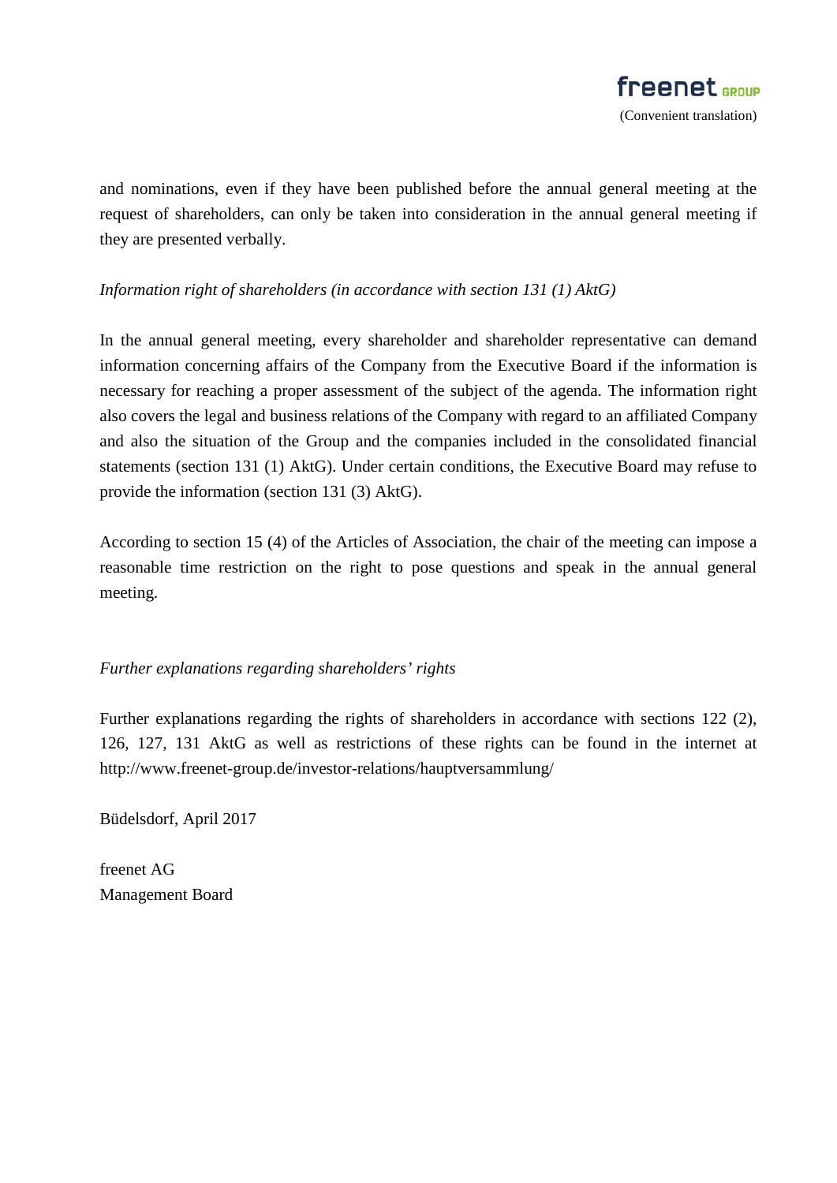and nominations, even if they have been published before the annual general meeting at the request of shareholders, can only be taken into consideration in the annual general meeting if they are presented verbally.

*Information right of shareholders (in accordance with section 131 (1) AktG)*

In the annual general meeting, every shareholder and shareholder representative can demand information concerning affairs of the Company from the Executive Board if the information is necessary for reaching a proper assessment of the subject of the agenda. The information right also covers the legal and business relations of the Company with regard to an affiliated Company and also the situation of the Group and the companies included in the consolidated financial statements (section 131 (1) AktG). Under certain conditions, the Executive Board may refuse to provide the information (section 131 (3) AktG).

According to section 15 (4) of the Articles of Association, the chair of the meeting can impose a reasonable time restriction on the right to pose questions and speak in the annual general meeting.

*Further explanations regarding shareholders' rights*

Further explanations regarding the rights of shareholders in accordance with sections 122 (2), 126, 127, 131 AktG as well as restrictions of these rights can be found in the internet at http://www.freenet-group.de/investor-relations/hauptversammlung/

Büdelsdorf, April 2017

freenet AG
Management Board